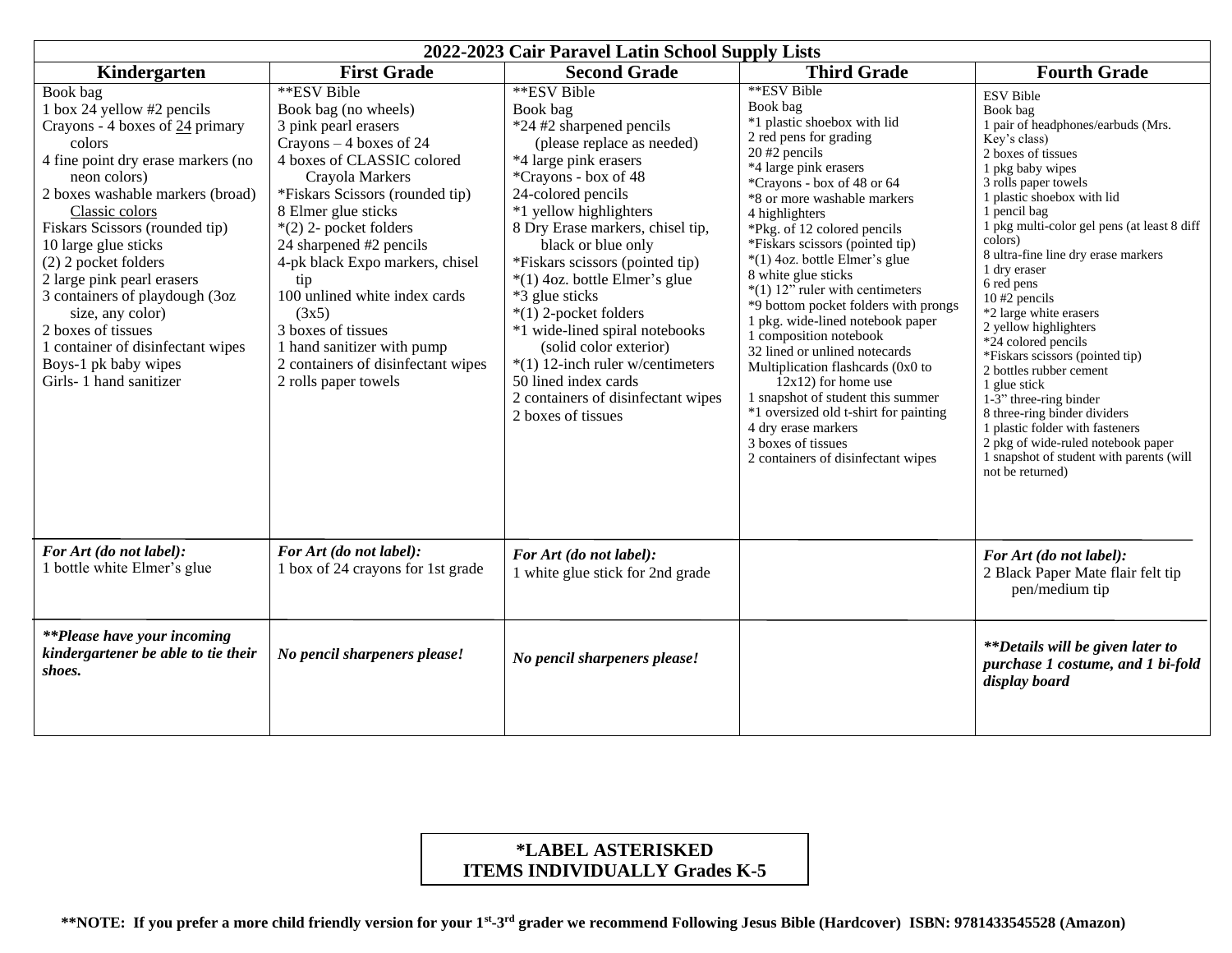# 2022-2023 Cair Paravel Latin School Supply Lists

| Kindergarten | First Grade | Second Grade | Third Grade | Fourth Grade |
|---|---|---|---|---|
| Book bag<br>1 box 24 yellow #2 pencils<br>Crayons - 4 boxes of 24 primary colors<br>4 fine point dry erase markers (no neon colors)<br>2 boxes washable markers (broad) Classic colors<br>Fiskars Scissors (rounded tip)<br>10 large glue sticks<br>(2) 2 pocket folders<br>2 large pink pearl erasers<br>3 containers of playdough (3oz size, any color)<br>2 boxes of tissues<br>1 container of disinfectant wipes<br>Boys-1 pk baby wipes<br>Girls- 1 hand sanitizer | **ESV Bible<br>Book bag (no wheels)<br>3 pink pearl erasers<br>Crayons – 4 boxes of 24<br>4 boxes of CLASSIC colored Crayola Markers<br>*Fiskars Scissors (rounded tip)<br>8 Elmer glue sticks<br>*(2) 2- pocket folders<br>24 sharpened #2 pencils<br>4-pk black Expo markers, chisel tip<br>100 unlined white index cards (3x5)<br>3 boxes of tissues<br>1 hand sanitizer with pump<br>2 containers of disinfectant wipes<br>2 rolls paper towels | **ESV Bible<br>Book bag<br>*24 #2 sharpened pencils (please replace as needed)<br>*4 large pink erasers<br>*Crayons - box of 48<br>24-colored pencils<br>*1 yellow highlighters<br>8 Dry Erase markers, chisel tip, black or blue only<br>*Fiskars scissors (pointed tip)<br>*(1) 4oz. bottle Elmer's glue<br>*3 glue sticks<br>*(1) 2-pocket folders<br>*1 wide-lined spiral notebooks (solid color exterior)<br>*(1) 12-inch ruler w/centimeters<br>50 lined index cards<br>2 containers of disinfectant wipes<br>2 boxes of tissues | **ESV Bible<br>Book bag<br>*1 plastic shoebox with lid<br>2 red pens for grading<br>20 #2 pencils<br>*4 large pink erasers<br>*Crayons - box of 48 or 64<br>*8 or more washable markers<br>4 highlighters<br>*Pkg. of 12 colored pencils<br>*Fiskars scissors (pointed tip)<br>*(1) 4oz. bottle Elmer's glue<br>8 white glue sticks<br>*(1) 12" ruler with centimeters<br>*9 bottom pocket folders with prongs<br>1 pkg. wide-lined notebook paper<br>1 composition notebook<br>32 lined or unlined notecards<br>Multiplication flashcards (0x0 to 12x12) for home use<br>1 snapshot of student this summer<br>*1 oversized old t-shirt for painting<br>4 dry erase markers<br>3 boxes of tissues<br>2 containers of disinfectant wipes | ESV Bible<br>Book bag<br>1 pair of headphones/earbuds (Mrs. Key's class)<br>2 boxes of tissues<br>1 pkg baby wipes<br>3 rolls paper towels<br>1 plastic shoebox with lid<br>1 pencil bag<br>1 pkg multi-color gel pens (at least 8 diff colors)<br>8 ultra-fine line dry erase markers<br>1 dry eraser<br>6 red pens<br>10 #2 pencils<br>*2 large white erasers<br>2 yellow highlighters<br>*24 colored pencils<br>*Fiskars scissors (pointed tip)<br>2 bottles rubber cement<br>1 glue stick<br>1-3" three-ring binder<br>8 three-ring binder dividers<br>1 plastic folder with fasteners<br>2 pkg of wide-ruled notebook paper<br>1 snapshot of student with parents (will not be returned) |
| ***For Art (do not label):***<br>1 bottle white Elmer's glue | ***For Art (do not label):***<br>1 box of 24 crayons for 1st grade | ***For Art (do not label):***<br>1 white glue stick for 2nd grade | | ***For Art (do not label):***<br>2 Black Paper Mate flair felt tip pen/medium tip |
| ***\*\*Please have your incoming kindergartener be able to tie their shoes.*** | ***No pencil sharpeners please!*** | ***No pencil sharpeners please!*** | | ***\*\*Details will be given later to purchase 1 costume, and 1 bi-fold display board*** |

**\*LABEL ASTERISKED ITEMS INDIVIDUALLY Grades K-5**

**\*\*NOTE: If you prefer a more child friendly version for your 1st-3rd grader we recommend Following Jesus Bible (Hardcover) ISBN: 9781433545528 (Amazon)**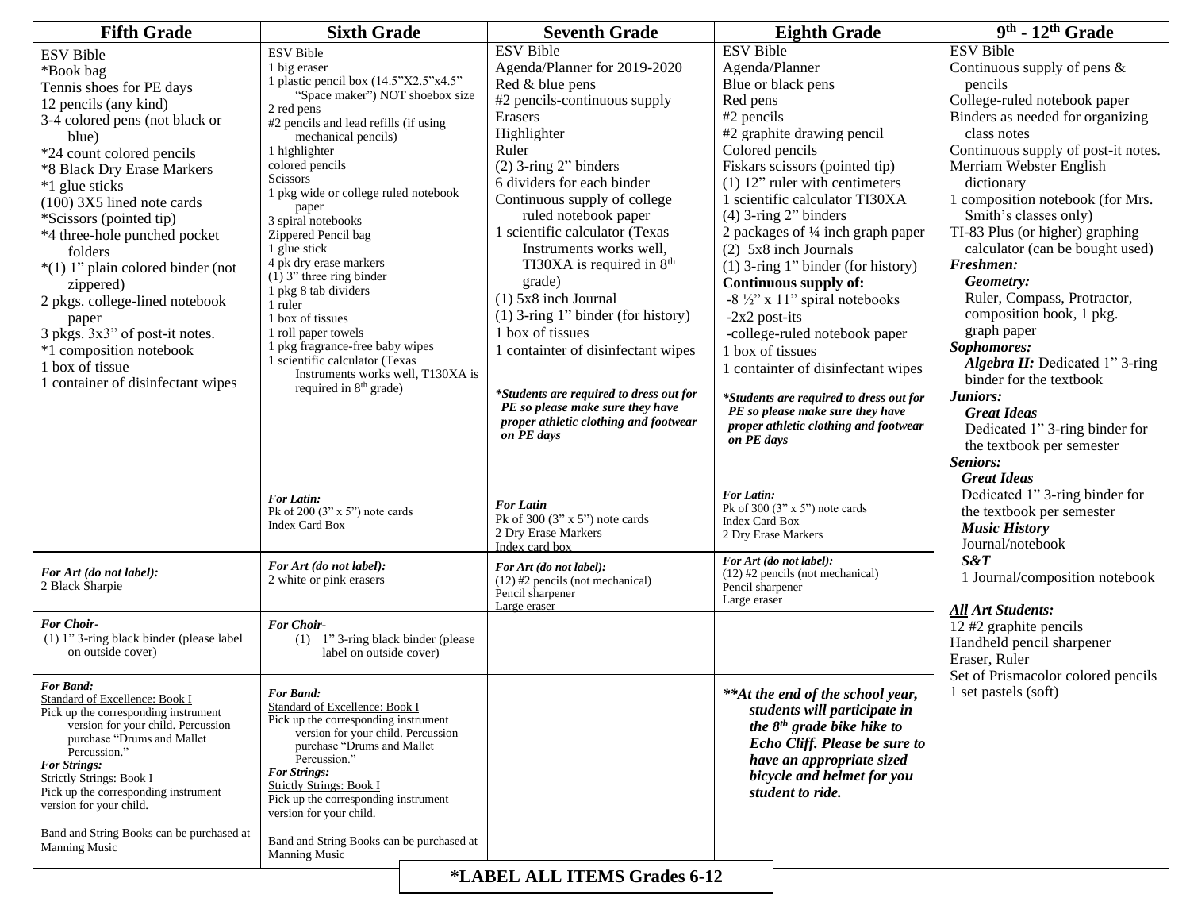| Fifth Grade | Sixth Grade | Seventh Grade | Eighth Grade | 9th - 12th Grade |
|---|---|---|---|---|
| ESV Bible<br>*Book bag<br>Tennis shoes for PE days<br>12 pencils (any kind)<br>3-4 colored pens (not black or blue)<br>*24 count colored pencils<br>*8 Black Dry Erase Markers<br>*1 glue sticks<br>(100) 3X5 lined note cards<br>*Scissors (pointed tip)<br>*4 three-hole punched pocket folders<br>*(1) 1" plain colored binder (not zippered)<br>2 pkgs. college-lined notebook paper<br>3 pkgs. 3x3" of post-it notes.<br>*1 composition notebook<br>1 box of tissue<br>1 container of disinfectant wipes | ESV Bible<br>1 big eraser<br>1 plastic pencil box (14.5"X2.5"x4.5" "Space maker") NOT shoebox size<br>2 red pens<br>#2 pencils and lead refills (if using mechanical pencils)<br>1 highlighter<br>colored pencils<br>Scissors<br>1 pkg wide or college ruled notebook paper<br>3 spiral notebooks<br>Zippered Pencil bag<br>1 glue stick<br>4 pk dry erase markers<br>(1) 3" three ring binder<br>1 pkg 8 tab dividers<br>1 ruler<br>1 box of tissues<br>1 roll paper towels<br>1 pkg fragrance-free baby wipes<br>1 scientific calculator (Texas Instruments works well, T130XA is required in 8th grade) | ESV Bible<br>Agenda/Planner for 2019-2020<br>Red & blue pens<br>#2 pencils-continuous supply<br>Erasers<br>Highlighter<br>Ruler<br>(2) 3-ring 2" binders<br>6 dividers for each binder<br>Continuous supply of college ruled notebook paper<br>1 scientific calculator (Texas Instruments works well, TI30XA is required in 8th grade)<br>(1) 5x8 inch Journal<br>(1) 3-ring 1" binder (for history)<br>1 box of tissues<br>1 containter of disinfectant wipes<br><br>***Students are required to dress out for PE so please make sure they have proper athletic clothing and footwear on PE days*** | ESV Bible<br>Agenda/Planner<br>Blue or black pens<br>Red pens<br>#2 pencils<br>#2 graphite drawing pencil<br>Colored pencils<br>Fiskars scissors (pointed tip)<br>(1) 12" ruler with centimeters<br>1 scientific calculator TI30XA<br>(4) 3-ring 2" binders<br>2 packages of ¼ inch graph paper<br>(2) 5x8 inch Journals<br>(1) 3-ring 1" binder (for history)<br>**Continuous supply of:**<br>-8 ½" x 11" spiral notebooks<br>-2x2 post-its<br>-college-ruled notebook paper<br>1 box of tissues<br>1 containter of disinfectant wipes<br><br>***Students are required to dress out for PE so please make sure they have proper athletic clothing and footwear on PE days*** | ESV Bible<br>Continuous supply of pens & pencils<br>College-ruled notebook paper<br>Binders as needed for organizing class notes<br>Continuous supply of post-it notes.<br>Merriam Webster English dictionary<br>1 composition notebook (for Mrs. Smith's classes only)<br>TI-83 Plus (or higher) graphing calculator (can be bought used)<br>***Freshmen:***<br>***Geometry:***<br>Ruler, Compass, Protractor, composition book, 1 pkg. graph paper<br>***Sophomores:***<br>***Algebra II:*** Dedicated 1" 3-ring binder for the textbook<br>***Juniors:***<br>***Great Ideas***<br>Dedicated 1" 3-ring binder for the textbook per semester<br>***Seniors:***<br>***Great Ideas***<br>Dedicated 1" 3-ring binder for the textbook per semester<br>***Music History***<br>Journal/notebook<br>***S&T***<br>1 Journal/composition notebook<br><br>***All Art Students:***<br>12 #2 graphite pencils<br>Handheld pencil sharpener<br>Eraser, Ruler<br>Set of Prismacolor colored pencils<br>1 set pastels (soft) |
| | ***For Latin:***<br>Pk of 200 (3" x 5") note cards<br>Index Card Box | ***For Latin***<br>Pk of 300 (3" x 5") note cards<br>2 Dry Erase Markers<br>Index card box | ***For Latin:***<br>Pk of 300 (3" x 5") note cards<br>Index Card Box<br>2 Dry Erase Markers | |
| ***For Art (do not label):***<br>2 Black Sharpie | ***For Art (do not label):***<br>2 white or pink erasers | ***For Art (do not label):***<br>(12) #2 pencils (not mechanical)<br>Pencil sharpener<br>Large eraser | ***For Art (do not label):***<br>(12) #2 pencils (not mechanical)<br>Pencil sharpener<br>Large eraser | |
| ***For Choir-***<br>(1) 1" 3-ring black binder (please label on outside cover) | ***For Choir-***<br>(1) 1" 3-ring black binder (please label on outside cover) | | | |
| ***For Band:***<br>Standard of Excellence: Book I<br>Pick up the corresponding instrument version for your child. Percussion purchase "Drums and Mallet Percussion."<br>***For Strings:***<br>Strictly Strings: Book I<br>Pick up the corresponding instrument version for your child.<br><br>Band and String Books can be purchased at Manning Music | ***For Band:***<br>Standard of Excellence: Book I<br>Pick up the corresponding instrument version for your child. Percussion purchase "Drums and Mallet Percussion."<br>***For Strings:***<br>Strictly Strings: Book I<br>Pick up the corresponding instrument version for your child.<br><br>Band and String Books can be purchased at Manning Music | | ****\*At the end of the school year, students will participate in the 8th grade bike hike to Echo Cliff. Please be sure to have an appropriate sized bicycle and helmet for you student to ride.*** | |

**\*LABEL ALL ITEMS Grades 6-12**